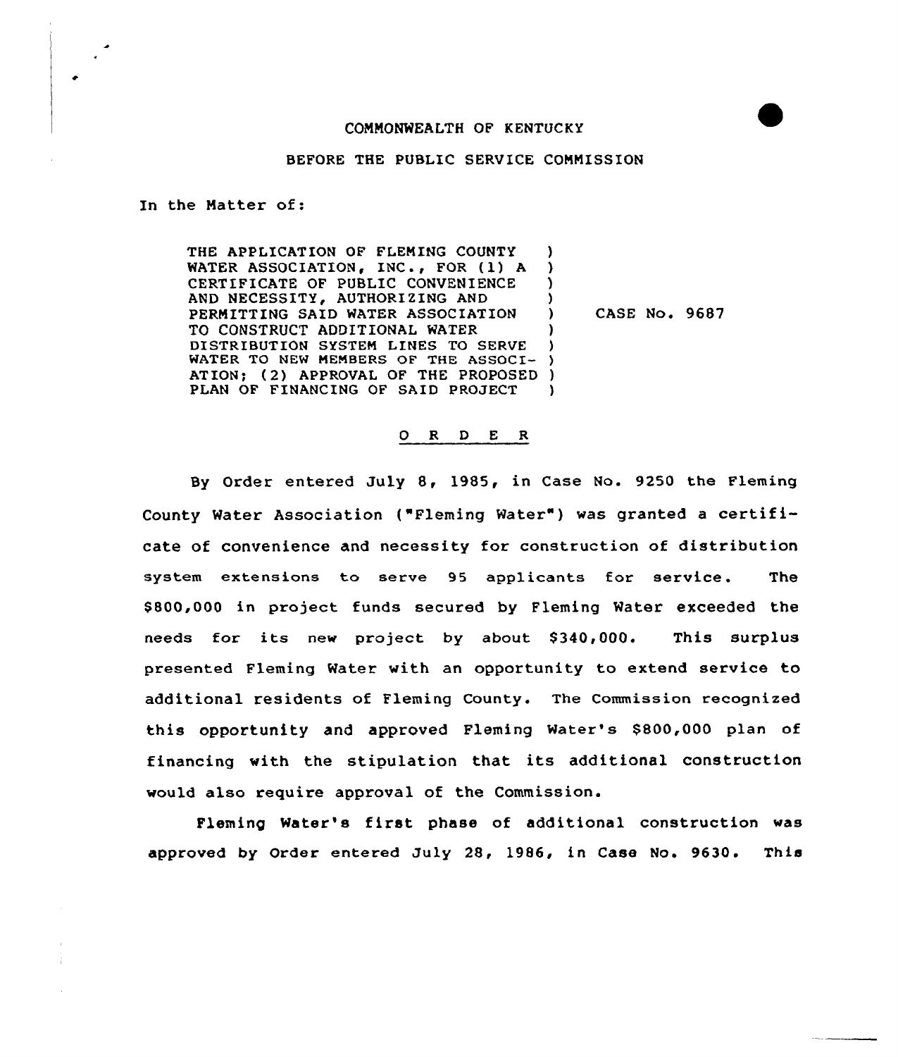COMMONWEALTH OF KENTUCKY

BEFORE THE PUBLIC SERVICE COMMISSION

In the Matter of:

| | | |
|---|---|---|
| THE APPLICATION OF FLEMING COUNTY WATER ASSOCIATION, INC., FOR (1) A CERTIFICATE OF PUBLIC CONVENIENCE AND NECESSITY, AUTHORIZING AND PERMITTING SAID WATER ASSOCIATION TO CONSTRUCT ADDITIONAL WATER DISTRIBUTION SYSTEM LINES TO SERVE WATER TO NEW MEMBERS OF THE ASSOCIATION; (2) APPROVAL OF THE PROPOSED PLAN OF FINANCING OF SAID PROJECT | ) | CASE No. 9687 |

O R D E R

By Order entered July 8, 1985, in Case No. 9250 the Fleming County Water Association ("Fleming Water") was granted a certificate of convenience and necessity for construction of distribution system extensions to serve 95 applicants for service. The $800,000 in project funds secured by Fleming Water exceeded the needs for its new project by about $340,000. This surplus presented Fleming Water with an opportunity to extend service to additional residents of Fleming County. The Commission recognized this opportunity and approved Fleming Water's $800,000 plan of financing with the stipulation that its additional construction would also require approval of the Commission.

Fleming Water's first phase of additional construction was approved by Order entered July 28, 1986, in Case No. 9630. This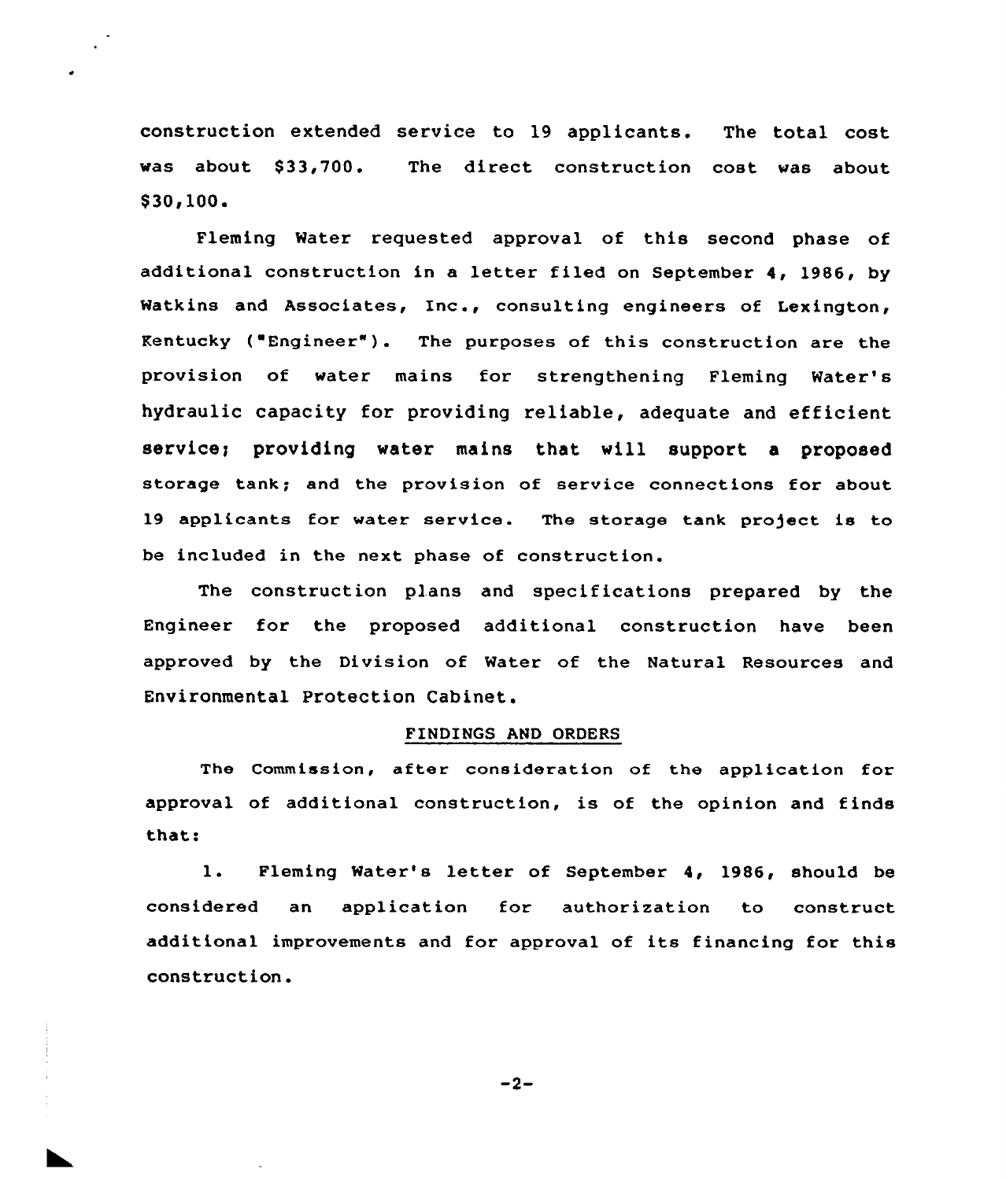construction extended service to 19 applicants. The total cost was about $33,700. The direct construction cost was about $30,100.

Fleming Water requested approval of this second phase of additional construction in a letter filed on September 4, 1986, by Watkins and Associates, Inc., consulting engineers of Lexington, Kentucky ("Engineer"). The purposes of this construction are the provision of water mains for strengthening Fleming Water's hydraulic capacity for providing reliable, adequate and efficient service; providing water mains that will support a proposed storage tank; and the provision of service connections for about 19 applicants for water service. The storage tank project is to be included in the next phase of construction.

The construction plans and specifications prepared by the Engineer for the proposed additional construction have been approved by the Division of Water of the Natural Resources and Environmental Protection Cabinet.

## FINDINGS AND ORDERS

The Commission, after consideration of the application for approval of additional construction, is of the opinion and finds that:

1. Fleming Water's letter of September 4, 1986, should be considered an application for authorization to construct additional improvements and for approval of its financing for this construction.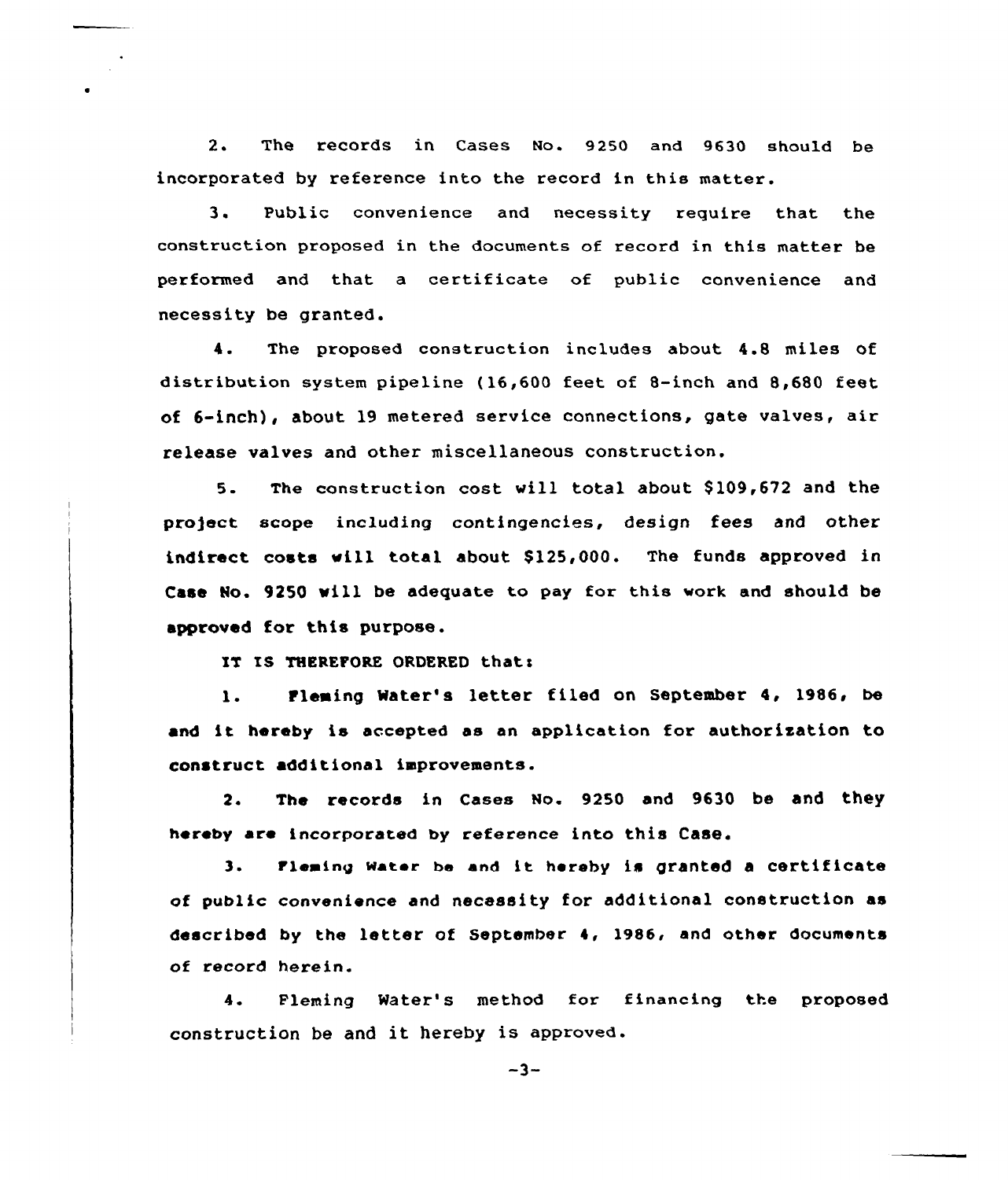2. The records in Cases No. 9250 and 9630 should be incorporated by reference into the record in this matter.

3. Public convenience and necessity require that the construction proposed in the documents of record in this matter be performed and that a certificate of public convenience and necessity be granted.

4. The proposed construction includes about 4.8 miles of distribution system pipeline (16,600 feet of 8-inch and 8,680 feet of 6-inch), about 19 metered service connections, gate valves, air release valves and other miscellaneous construction.

5. The construction cost will total about $109,672 and the project scope including contingencies, design fees and other indirect costs will total about $125,000. The funds approved in Case No. 9250 will be adequate to pay for this work and should be approved for this purpose.

IT IS THEREFORE ORDERED that:

1. Fleming Water's letter filed on September 4, 1986, be and it hereby is accepted as an application for authorization to construct additional improvements.

2. The records in Cases No. 9250 and 9630 be and they hereby are incorporated by reference into this Case.

3. Fleming Water be and it hereby is granted a certificate of public convenience and necessity for additional construction as described by the letter of September 4, 1986, and other documents of record herein.

4. Fleming Water's method for financing the proposed construction be and it hereby is approved.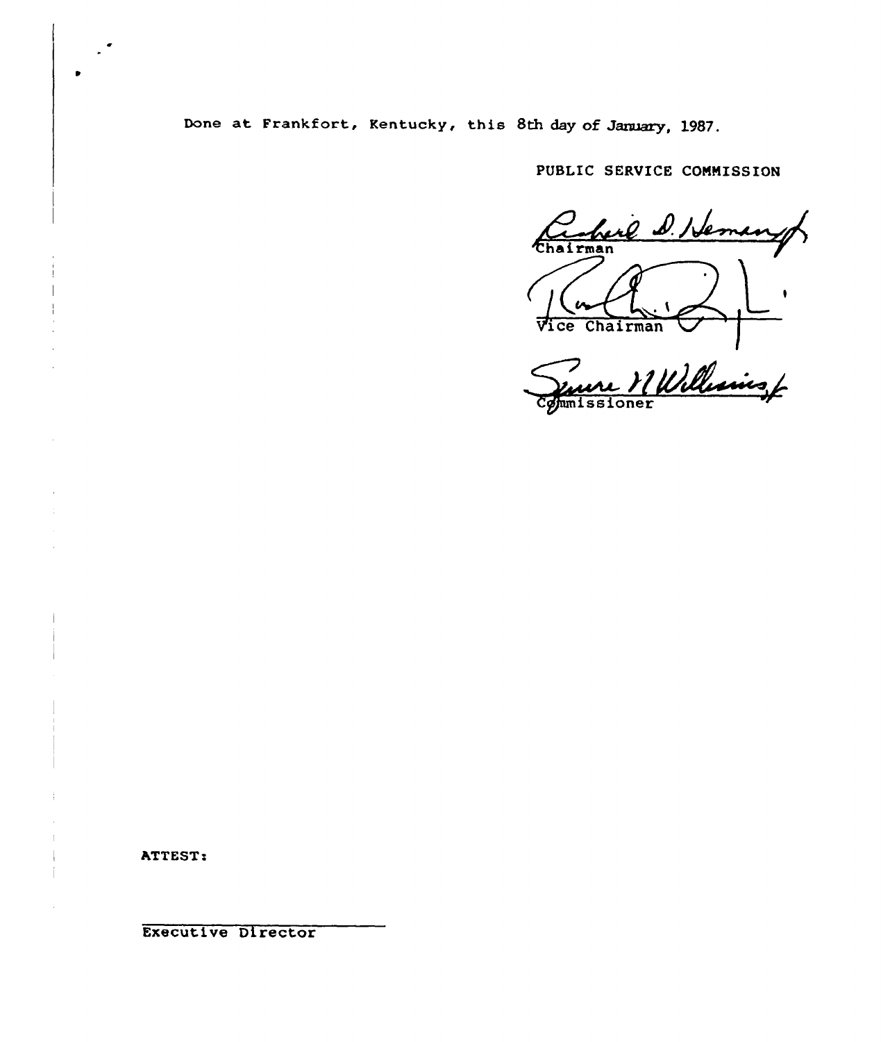Done at Frankfort, Kentucky, this 8th day of January, 1987.

PUBLIC SERVICE COMMISSION

Chairman

Vice Chairman

Commissioner

ATTEST:

Executive Director